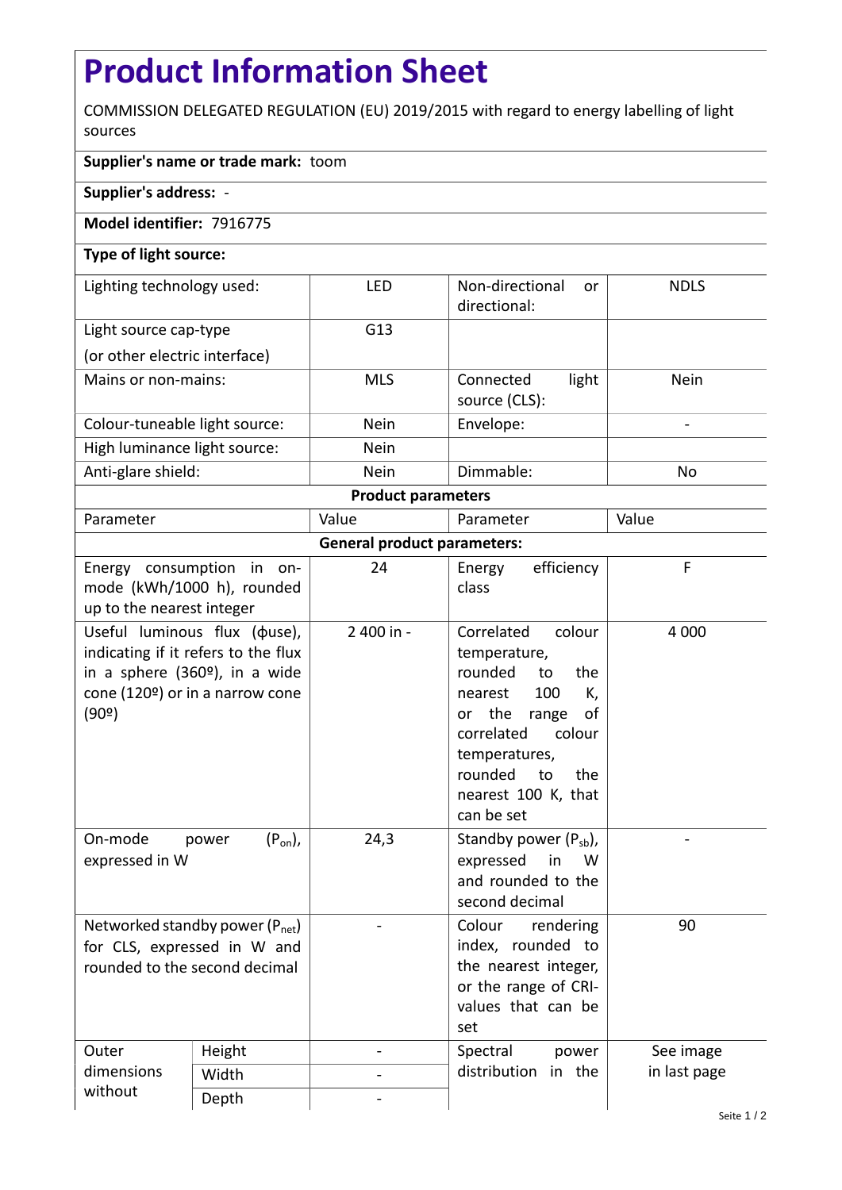# Product Information Sheet

COMMISSION DELEGATED REGULATION (EU) 2019/2015 with regard to energy labelling of light sources

**Supplier's name or trade mark:** toom

**Supplier's address:** -

**Model identifier:** 7916775

**Type of light source:**

| | | | |
|---|---|---|---|
| Lighting technology used: | LED | Non-directional or directional: | NDLS |
| Light source cap-type (or other electric interface) | G13 | | |
| Mains or non-mains: | MLS | Connected light source (CLS): | Nein |
| Colour-tuneable light source: | Nein | Envelope: | - |
| High luminance light source: | Nein | | |
| Anti-glare shield: | Nein | Dimmable: | No |
| **Product parameters** | | | |
| Parameter | Value | Parameter | Value |
| **General product parameters:** | | | |
| Energy consumption in on-mode (kWh/1000 h), rounded up to the nearest integer | 24 | Energy efficiency class | F |
| Useful luminous flux (ϕuse), indicating if it refers to the flux in a sphere (360º), in a wide cone (120º) or in a narrow cone (90º) | 2 400 in - | Correlated colour temperature, rounded to the nearest 100 K, or the range of correlated colour temperatures, rounded to the nearest 100 K, that can be set | 4 000 |
| On-mode power ($P_{on}$), expressed in W | 24,3 | Standby power ($P_{sb}$), expressed in W and rounded to the second decimal | - |
| Networked standby power ($P_{net}$) for CLS, expressed in W and rounded to the second decimal | - | Colour rendering index, rounded to the nearest integer, or the range of CRI-values that can be set | 90 |
| Outer dimensions without – Height | - | Spectral power distribution in the | See image in last page |
| Outer dimensions without – Width | - | | |
| Outer dimensions without – Depth | - | | |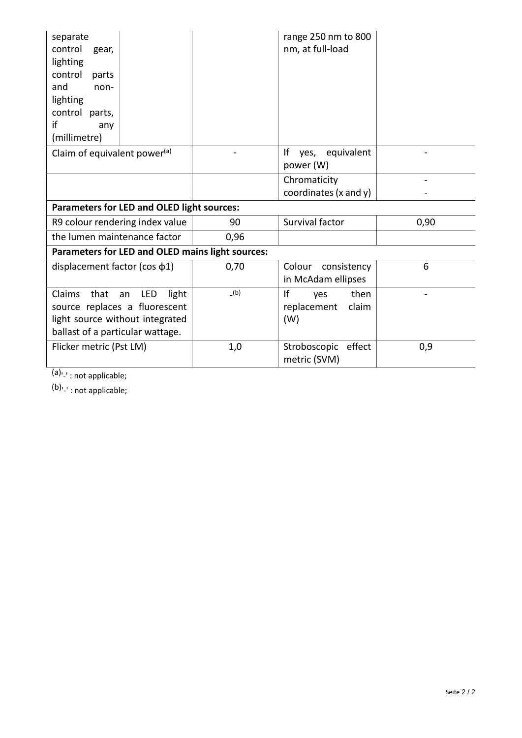| | | | |
|---|---|---|---|
| separate control gear, lighting control parts and non-lighting control parts, if any (millimetre) | | range 250 nm to 800 nm, at full-load | |
| Claim of equivalent power[(a)] | - | If yes, equivalent power (W) | - |
| | | Chromaticity coordinates (x and y) | -<br>- |
| **Parameters for LED and OLED light sources:** | | | |
| R9 colour rendering index value | 90 | Survival factor | 0,90 |
| the lumen maintenance factor | 0,96 | | |
| **Parameters for LED and OLED mains light sources:** | | | |
| displacement factor (cos ϕ1) | 0,70 | Colour consistency in McAdam ellipses | 6 |
| Claims that an LED light source replaces a fluorescent light source without integrated ballast of a particular wattage. | -[(b)] | If yes then replacement claim (W) | - |
| Flicker metric (Pst LM) | 1,0 | Stroboscopic effect metric (SVM) | 0,9 |

(a)'-' : not applicable;

(b)'-' : not applicable;